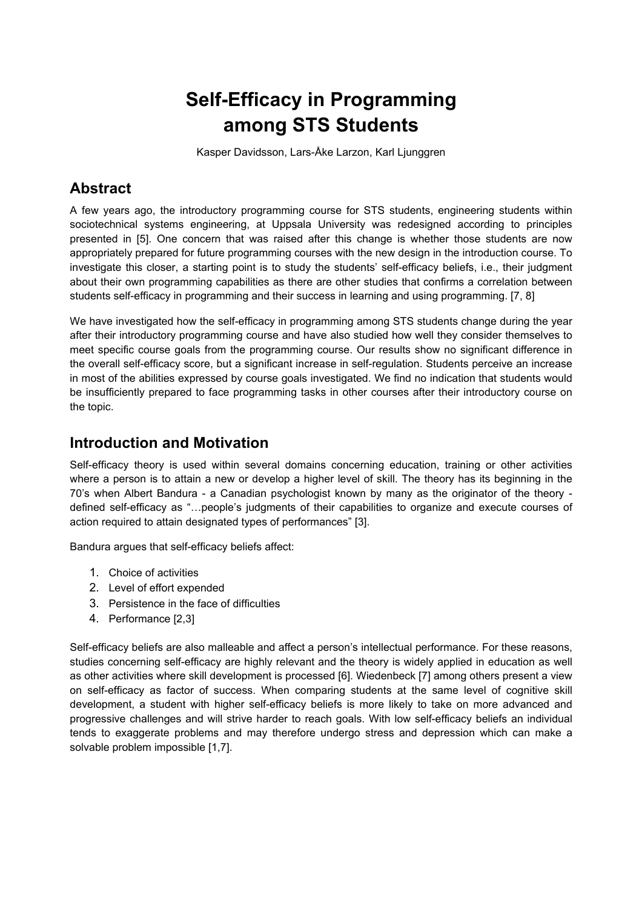# Self-Efficacy in Programming among STS Students

Kasper Davidsson, Lars-Åke Larzon, Karl Ljunggren

## Abstract

A few years ago, the introductory programming course for STS students, engineering students within sociotechnical systems engineering, at Uppsala University was redesigned according to principles presented in [5]. One concern that was raised after this change is whether those students are now appropriately prepared for future programming courses with the new design in the introduction course. To investigate this closer, a starting point is to study the students' self-efficacy beliefs, i.e., their judgment about their own programming capabilities as there are other studies that confirms a correlation between students self-efficacy in programming and their success in learning and using programming. [7, 8]

We have investigated how the self-efficacy in programming among STS students change during the year after their introductory programming course and have also studied how well they consider themselves to meet specific course goals from the programming course. Our results show no significant difference in the overall self-efficacy score, but a significant increase in self-regulation. Students perceive an increase in most of the abilities expressed by course goals investigated. We find no indication that students would be insufficiently prepared to face programming tasks in other courses after their introductory course on the topic.

## Introduction and Motivation

Self-efficacy theory is used within several domains concerning education, training or other activities where a person is to attain a new or develop a higher level of skill. The theory has its beginning in the 70's when Albert Bandura - a Canadian psychologist known by many as the originator of the theory - defined self-efficacy as "…people's judgments of their capabilities to organize and execute courses of action required to attain designated types of performances" [3].

Bandura argues that self-efficacy beliefs affect:

1. Choice of activities
2. Level of effort expended
3. Persistence in the face of difficulties
4. Performance [2,3]

Self-efficacy beliefs are also malleable and affect a person's intellectual performance. For these reasons, studies concerning self-efficacy are highly relevant and the theory is widely applied in education as well as other activities where skill development is processed [6]. Wiedenbeck [7] among others present a view on self-efficacy as factor of success. When comparing students at the same level of cognitive skill development, a student with higher self-efficacy beliefs is more likely to take on more advanced and progressive challenges and will strive harder to reach goals. With low self-efficacy beliefs an individual tends to exaggerate problems and may therefore undergo stress and depression which can make a solvable problem impossible [1,7].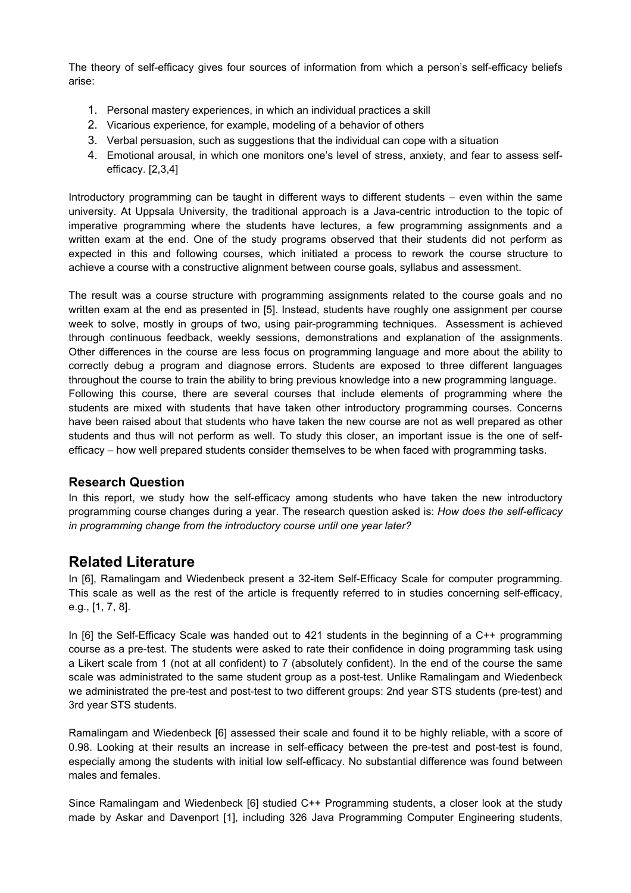The theory of self-efficacy gives four sources of information from which a person's self-efficacy beliefs arise:

1. Personal mastery experiences, in which an individual practices a skill
2. Vicarious experience, for example, modeling of a behavior of others
3. Verbal persuasion, such as suggestions that the individual can cope with a situation
4. Emotional arousal, in which one monitors one's level of stress, anxiety, and fear to assess self-efficacy. [2,3,4]

Introductory programming can be taught in different ways to different students – even within the same university. At Uppsala University, the traditional approach is a Java-centric introduction to the topic of imperative programming where the students have lectures, a few programming assignments and a written exam at the end. One of the study programs observed that their students did not perform as expected in this and following courses, which initiated a process to rework the course structure to achieve a course with a constructive alignment between course goals, syllabus and assessment.

The result was a course structure with programming assignments related to the course goals and no written exam at the end as presented in [5]. Instead, students have roughly one assignment per course week to solve, mostly in groups of two, using pair-programming techniques. Assessment is achieved through continuous feedback, weekly sessions, demonstrations and explanation of the assignments. Other differences in the course are less focus on programming language and more about the ability to correctly debug a program and diagnose errors. Students are exposed to three different languages throughout the course to train the ability to bring previous knowledge into a new programming language. Following this course, there are several courses that include elements of programming where the students are mixed with students that have taken other introductory programming courses. Concerns have been raised about that students who have taken the new course are not as well prepared as other students and thus will not perform as well. To study this closer, an important issue is the one of self-efficacy – how well prepared students consider themselves to be when faced with programming tasks.

### Research Question

In this report, we study how the self-efficacy among students who have taken the new introductory programming course changes during a year. The research question asked is: *How does the self-efficacy in programming change from the introductory course until one year later?*

## Related Literature

In [6], Ramalingam and Wiedenbeck present a 32-item Self-Efficacy Scale for computer programming. This scale as well as the rest of the article is frequently referred to in studies concerning self-efficacy, e.g., [1, 7, 8].

In [6] the Self-Efficacy Scale was handed out to 421 students in the beginning of a C++ programming course as a pre-test. The students were asked to rate their confidence in doing programming task using a Likert scale from 1 (not at all confident) to 7 (absolutely confident). In the end of the course the same scale was administrated to the same student group as a post-test. Unlike Ramalingam and Wiedenbeck we administrated the pre-test and post-test to two different groups: 2nd year STS students (pre-test) and 3rd year STS students.

Ramalingam and Wiedenbeck [6] assessed their scale and found it to be highly reliable, with a score of 0.98. Looking at their results an increase in self-efficacy between the pre-test and post-test is found, especially among the students with initial low self-efficacy. No substantial difference was found between males and females.

Since Ramalingam and Wiedenbeck [6] studied C++ Programming students, a closer look at the study made by Askar and Davenport [1], including 326 Java Programming Computer Engineering students,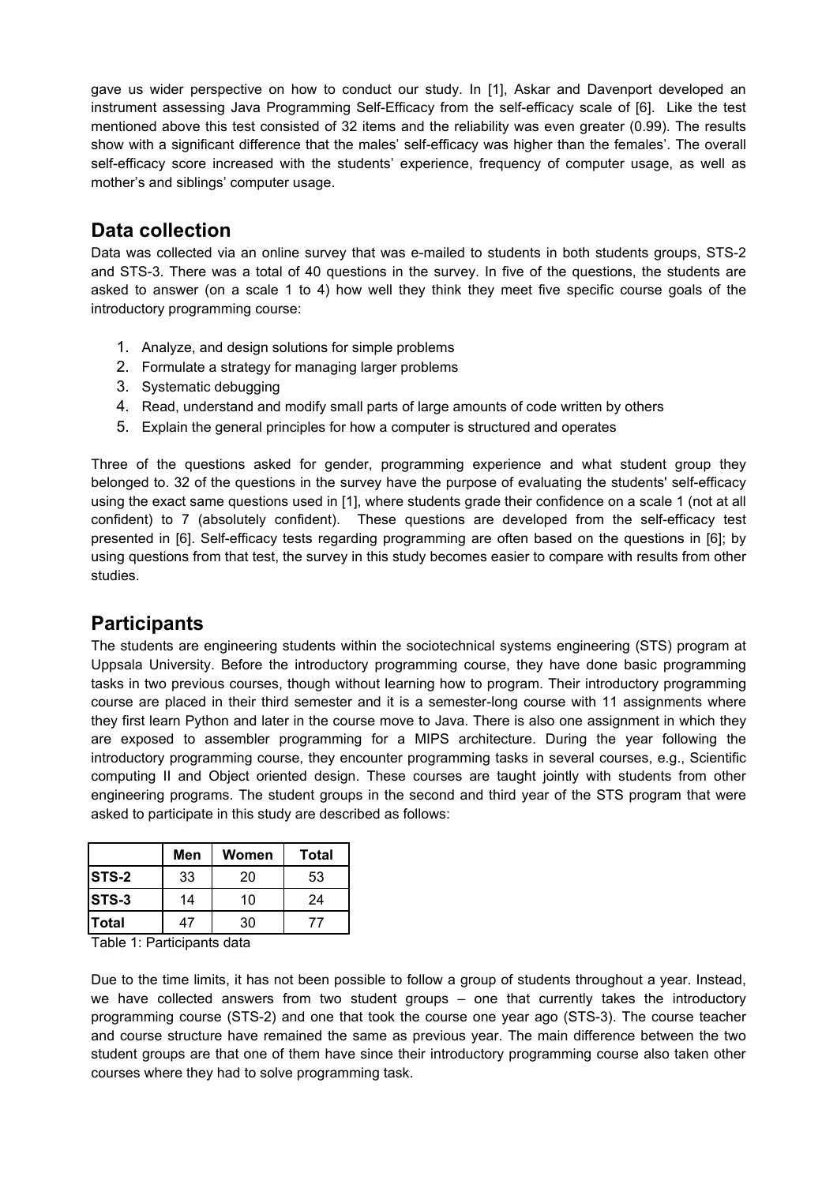gave us wider perspective on how to conduct our study. In [1], Askar and Davenport developed an instrument assessing Java Programming Self-Efficacy from the self-efficacy scale of [6]. Like the test mentioned above this test consisted of 32 items and the reliability was even greater (0.99). The results show with a significant difference that the males' self-efficacy was higher than the females'. The overall self-efficacy score increased with the students' experience, frequency of computer usage, as well as mother's and siblings' computer usage.

## Data collection

Data was collected via an online survey that was e-mailed to students in both students groups, STS-2 and STS-3. There was a total of 40 questions in the survey. In five of the questions, the students are asked to answer (on a scale 1 to 4) how well they think they meet five specific course goals of the introductory programming course:

1. Analyze, and design solutions for simple problems
2. Formulate a strategy for managing larger problems
3. Systematic debugging
4. Read, understand and modify small parts of large amounts of code written by others
5. Explain the general principles for how a computer is structured and operates

Three of the questions asked for gender, programming experience and what student group they belonged to. 32 of the questions in the survey have the purpose of evaluating the students' self-efficacy using the exact same questions used in [1], where students grade their confidence on a scale 1 (not at all confident) to 7 (absolutely confident). These questions are developed from the self-efficacy test presented in [6]. Self-efficacy tests regarding programming are often based on the questions in [6]; by using questions from that test, the survey in this study becomes easier to compare with results from other studies.

## Participants

The students are engineering students within the sociotechnical systems engineering (STS) program at Uppsala University. Before the introductory programming course, they have done basic programming tasks in two previous courses, though without learning how to program. Their introductory programming course are placed in their third semester and it is a semester-long course with 11 assignments where they first learn Python and later in the course move to Java. There is also one assignment in which they are exposed to assembler programming for a MIPS architecture. During the year following the introductory programming course, they encounter programming tasks in several courses, e.g., Scientific computing II and Object oriented design. These courses are taught jointly with students from other engineering programs. The student groups in the second and third year of the STS program that were asked to participate in this study are described as follows:

| | Men | Women | Total |
|---|---|---|---|
| **STS-2** | 33 | 20 | 53 |
| **STS-3** | 14 | 10 | 24 |
| **Total** | 47 | 30 | 77 |

Table 1: Participants data

Due to the time limits, it has not been possible to follow a group of students throughout a year. Instead, we have collected answers from two student groups – one that currently takes the introductory programming course (STS-2) and one that took the course one year ago (STS-3). The course teacher and course structure have remained the same as previous year. The main difference between the two student groups are that one of them have since their introductory programming course also taken other courses where they had to solve programming task.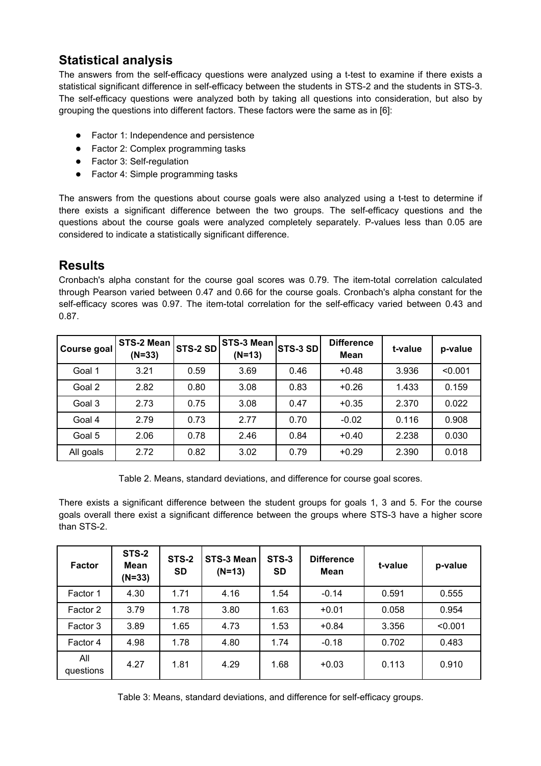## Statistical analysis

The answers from the self-efficacy questions were analyzed using a t-test to examine if there exists a statistical significant difference in self-efficacy between the students in STS-2 and the students in STS-3. The self-efficacy questions were analyzed both by taking all questions into consideration, but also by grouping the questions into different factors. These factors were the same as in [6]:

- Factor 1: Independence and persistence
- Factor 2: Complex programming tasks
- Factor 3: Self-regulation
- Factor 4: Simple programming tasks

The answers from the questions about course goals were also analyzed using a t-test to determine if there exists a significant difference between the two groups. The self-efficacy questions and the questions about the course goals were analyzed completely separately. P-values less than 0.05 are considered to indicate a statistically significant difference.

## Results

Cronbach's alpha constant for the course goal scores was 0.79. The item-total correlation calculated through Pearson varied between 0.47 and 0.66 for the course goals. Cronbach's alpha constant for the self-efficacy scores was 0.97. The item-total correlation for the self-efficacy varied between 0.43 and 0.87.

| Course goal | STS-2 Mean (N=33) | STS-2 SD | STS-3 Mean (N=13) | STS-3 SD | Difference Mean | t-value | p-value |
|---|---|---|---|---|---|---|---|
| Goal 1 | 3.21 | 0.59 | 3.69 | 0.46 | +0.48 | 3.936 | <0.001 |
| Goal 2 | 2.82 | 0.80 | 3.08 | 0.83 | +0.26 | 1.433 | 0.159 |
| Goal 3 | 2.73 | 0.75 | 3.08 | 0.47 | +0.35 | 2.370 | 0.022 |
| Goal 4 | 2.79 | 0.73 | 2.77 | 0.70 | -0.02 | 0.116 | 0.908 |
| Goal 5 | 2.06 | 0.78 | 2.46 | 0.84 | +0.40 | 2.238 | 0.030 |
| All goals | 2.72 | 0.82 | 3.02 | 0.79 | +0.29 | 2.390 | 0.018 |

Table 2. Means, standard deviations, and difference for course goal scores.

There exists a significant difference between the student groups for goals 1, 3 and 5. For the course goals overall there exist a significant difference between the groups where STS-3 have a higher score than STS-2.

| Factor | STS-2 Mean (N=33) | STS-2 SD | STS-3 Mean (N=13) | STS-3 SD | Difference Mean | t-value | p-value |
|---|---|---|---|---|---|---|---|
| Factor 1 | 4.30 | 1.71 | 4.16 | 1.54 | -0.14 | 0.591 | 0.555 |
| Factor 2 | 3.79 | 1.78 | 3.80 | 1.63 | +0.01 | 0.058 | 0.954 |
| Factor 3 | 3.89 | 1.65 | 4.73 | 1.53 | +0.84 | 3.356 | <0.001 |
| Factor 4 | 4.98 | 1.78 | 4.80 | 1.74 | -0.18 | 0.702 | 0.483 |
| All questions | 4.27 | 1.81 | 4.29 | 1.68 | +0.03 | 0.113 | 0.910 |

Table 3: Means, standard deviations, and difference for self-efficacy groups.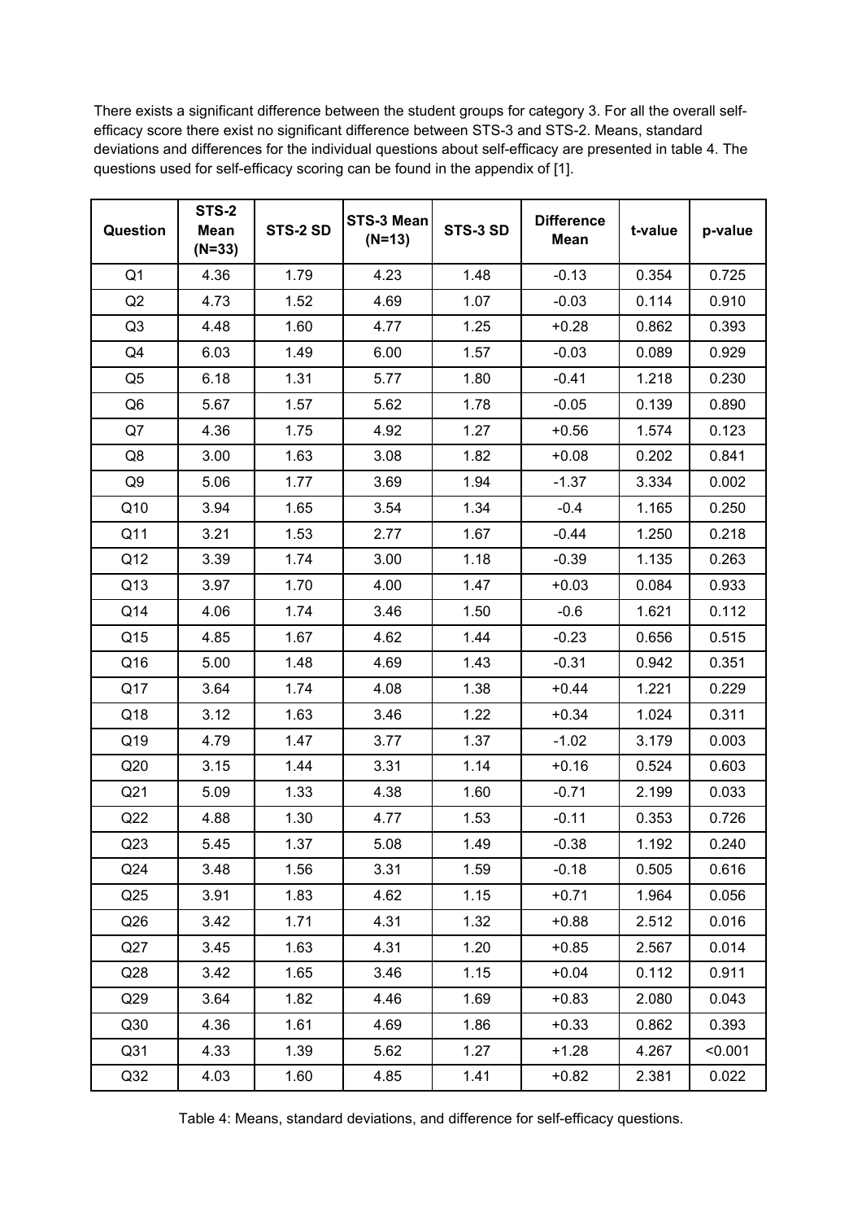There exists a significant difference between the student groups for category 3. For all the overall self-efficacy score there exist no significant difference between STS-3 and STS-2. Means, standard deviations and differences for the individual questions about self-efficacy are presented in table 4. The questions used for self-efficacy scoring can be found in the appendix of [1].

| Question | STS-2 Mean (N=33) | STS-2 SD | STS-3 Mean (N=13) | STS-3 SD | Difference Mean | t-value | p-value |
|---|---|---|---|---|---|---|---|
| Q1 | 4.36 | 1.79 | 4.23 | 1.48 | -0.13 | 0.354 | 0.725 |
| Q2 | 4.73 | 1.52 | 4.69 | 1.07 | -0.03 | 0.114 | 0.910 |
| Q3 | 4.48 | 1.60 | 4.77 | 1.25 | +0.28 | 0.862 | 0.393 |
| Q4 | 6.03 | 1.49 | 6.00 | 1.57 | -0.03 | 0.089 | 0.929 |
| Q5 | 6.18 | 1.31 | 5.77 | 1.80 | -0.41 | 1.218 | 0.230 |
| Q6 | 5.67 | 1.57 | 5.62 | 1.78 | -0.05 | 0.139 | 0.890 |
| Q7 | 4.36 | 1.75 | 4.92 | 1.27 | +0.56 | 1.574 | 0.123 |
| Q8 | 3.00 | 1.63 | 3.08 | 1.82 | +0.08 | 0.202 | 0.841 |
| Q9 | 5.06 | 1.77 | 3.69 | 1.94 | -1.37 | 3.334 | 0.002 |
| Q10 | 3.94 | 1.65 | 3.54 | 1.34 | -0.4 | 1.165 | 0.250 |
| Q11 | 3.21 | 1.53 | 2.77 | 1.67 | -0.44 | 1.250 | 0.218 |
| Q12 | 3.39 | 1.74 | 3.00 | 1.18 | -0.39 | 1.135 | 0.263 |
| Q13 | 3.97 | 1.70 | 4.00 | 1.47 | +0.03 | 0.084 | 0.933 |
| Q14 | 4.06 | 1.74 | 3.46 | 1.50 | -0.6 | 1.621 | 0.112 |
| Q15 | 4.85 | 1.67 | 4.62 | 1.44 | -0.23 | 0.656 | 0.515 |
| Q16 | 5.00 | 1.48 | 4.69 | 1.43 | -0.31 | 0.942 | 0.351 |
| Q17 | 3.64 | 1.74 | 4.08 | 1.38 | +0.44 | 1.221 | 0.229 |
| Q18 | 3.12 | 1.63 | 3.46 | 1.22 | +0.34 | 1.024 | 0.311 |
| Q19 | 4.79 | 1.47 | 3.77 | 1.37 | -1.02 | 3.179 | 0.003 |
| Q20 | 3.15 | 1.44 | 3.31 | 1.14 | +0.16 | 0.524 | 0.603 |
| Q21 | 5.09 | 1.33 | 4.38 | 1.60 | -0.71 | 2.199 | 0.033 |
| Q22 | 4.88 | 1.30 | 4.77 | 1.53 | -0.11 | 0.353 | 0.726 |
| Q23 | 5.45 | 1.37 | 5.08 | 1.49 | -0.38 | 1.192 | 0.240 |
| Q24 | 3.48 | 1.56 | 3.31 | 1.59 | -0.18 | 0.505 | 0.616 |
| Q25 | 3.91 | 1.83 | 4.62 | 1.15 | +0.71 | 1.964 | 0.056 |
| Q26 | 3.42 | 1.71 | 4.31 | 1.32 | +0.88 | 2.512 | 0.016 |
| Q27 | 3.45 | 1.63 | 4.31 | 1.20 | +0.85 | 2.567 | 0.014 |
| Q28 | 3.42 | 1.65 | 3.46 | 1.15 | +0.04 | 0.112 | 0.911 |
| Q29 | 3.64 | 1.82 | 4.46 | 1.69 | +0.83 | 2.080 | 0.043 |
| Q30 | 4.36 | 1.61 | 4.69 | 1.86 | +0.33 | 0.862 | 0.393 |
| Q31 | 4.33 | 1.39 | 5.62 | 1.27 | +1.28 | 4.267 | <0.001 |
| Q32 | 4.03 | 1.60 | 4.85 | 1.41 | +0.82 | 2.381 | 0.022 |

Table 4: Means, standard deviations, and difference for self-efficacy questions.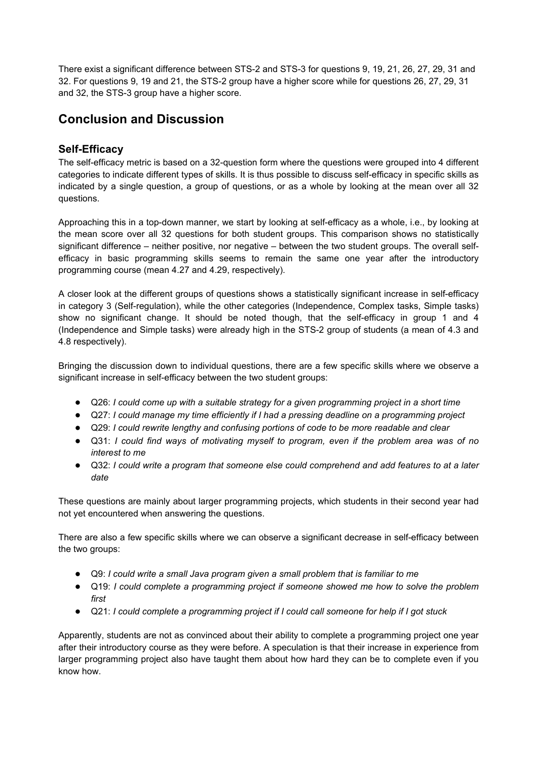There exist a significant difference between STS-2 and STS-3 for questions 9, 19, 21, 26, 27, 29, 31 and 32. For questions 9, 19 and 21, the STS-2 group have a higher score while for questions 26, 27, 29, 31 and 32, the STS-3 group have a higher score.

## Conclusion and Discussion

### Self-Efficacy

The self-efficacy metric is based on a 32-question form where the questions were grouped into 4 different categories to indicate different types of skills. It is thus possible to discuss self-efficacy in specific skills as indicated by a single question, a group of questions, or as a whole by looking at the mean over all 32 questions.

Approaching this in a top-down manner, we start by looking at self-efficacy as a whole, i.e., by looking at the mean score over all 32 questions for both student groups. This comparison shows no statistically significant difference – neither positive, nor negative – between the two student groups. The overall self-efficacy in basic programming skills seems to remain the same one year after the introductory programming course (mean 4.27 and 4.29, respectively).

A closer look at the different groups of questions shows a statistically significant increase in self-efficacy in category 3 (Self-regulation), while the other categories (Independence, Complex tasks, Simple tasks) show no significant change. It should be noted though, that the self-efficacy in group 1 and 4 (Independence and Simple tasks) were already high in the STS-2 group of students (a mean of 4.3 and 4.8 respectively).

Bringing the discussion down to individual questions, there are a few specific skills where we observe a significant increase in self-efficacy between the two student groups:

- Q26: *I could come up with a suitable strategy for a given programming project in a short time*
- Q27: *I could manage my time efficiently if I had a pressing deadline on a programming project*
- Q29: *I could rewrite lengthy and confusing portions of code to be more readable and clear*
- Q31: *I could find ways of motivating myself to program, even if the problem area was of no interest to me*
- Q32: *I could write a program that someone else could comprehend and add features to at a later date*

These questions are mainly about larger programming projects, which students in their second year had not yet encountered when answering the questions.

There are also a few specific skills where we can observe a significant decrease in self-efficacy between the two groups:

- Q9: *I could write a small Java program given a small problem that is familiar to me*
- Q19: *I could complete a programming project if someone showed me how to solve the problem first*
- Q21: *I could complete a programming project if I could call someone for help if I got stuck*

Apparently, students are not as convinced about their ability to complete a programming project one year after their introductory course as they were before. A speculation is that their increase in experience from larger programming project also have taught them about how hard they can be to complete even if you know how.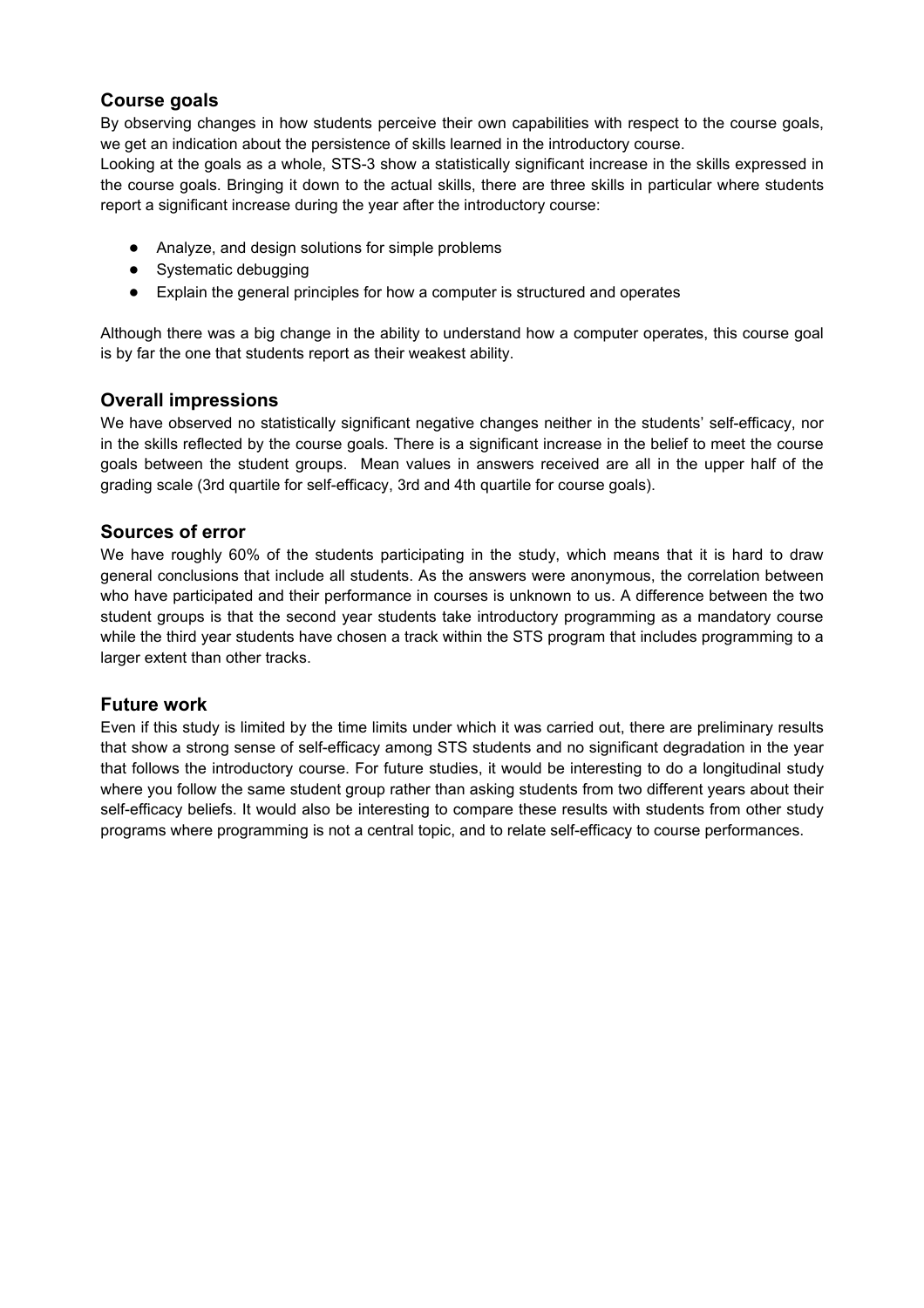## Course goals

By observing changes in how students perceive their own capabilities with respect to the course goals, we get an indication about the persistence of skills learned in the introductory course.

Looking at the goals as a whole, STS-3 show a statistically significant increase in the skills expressed in the course goals. Bringing it down to the actual skills, there are three skills in particular where students report a significant increase during the year after the introductory course:

- Analyze, and design solutions for simple problems
- Systematic debugging
- Explain the general principles for how a computer is structured and operates

Although there was a big change in the ability to understand how a computer operates, this course goal is by far the one that students report as their weakest ability.

## Overall impressions

We have observed no statistically significant negative changes neither in the students' self-efficacy, nor in the skills reflected by the course goals. There is a significant increase in the belief to meet the course goals between the student groups. Mean values in answers received are all in the upper half of the grading scale (3rd quartile for self-efficacy, 3rd and 4th quartile for course goals).

## Sources of error

We have roughly 60% of the students participating in the study, which means that it is hard to draw general conclusions that include all students. As the answers were anonymous, the correlation between who have participated and their performance in courses is unknown to us. A difference between the two student groups is that the second year students take introductory programming as a mandatory course while the third year students have chosen a track within the STS program that includes programming to a larger extent than other tracks.

## Future work

Even if this study is limited by the time limits under which it was carried out, there are preliminary results that show a strong sense of self-efficacy among STS students and no significant degradation in the year that follows the introductory course. For future studies, it would be interesting to do a longitudinal study where you follow the same student group rather than asking students from two different years about their self-efficacy beliefs. It would also be interesting to compare these results with students from other study programs where programming is not a central topic, and to relate self-efficacy to course performances.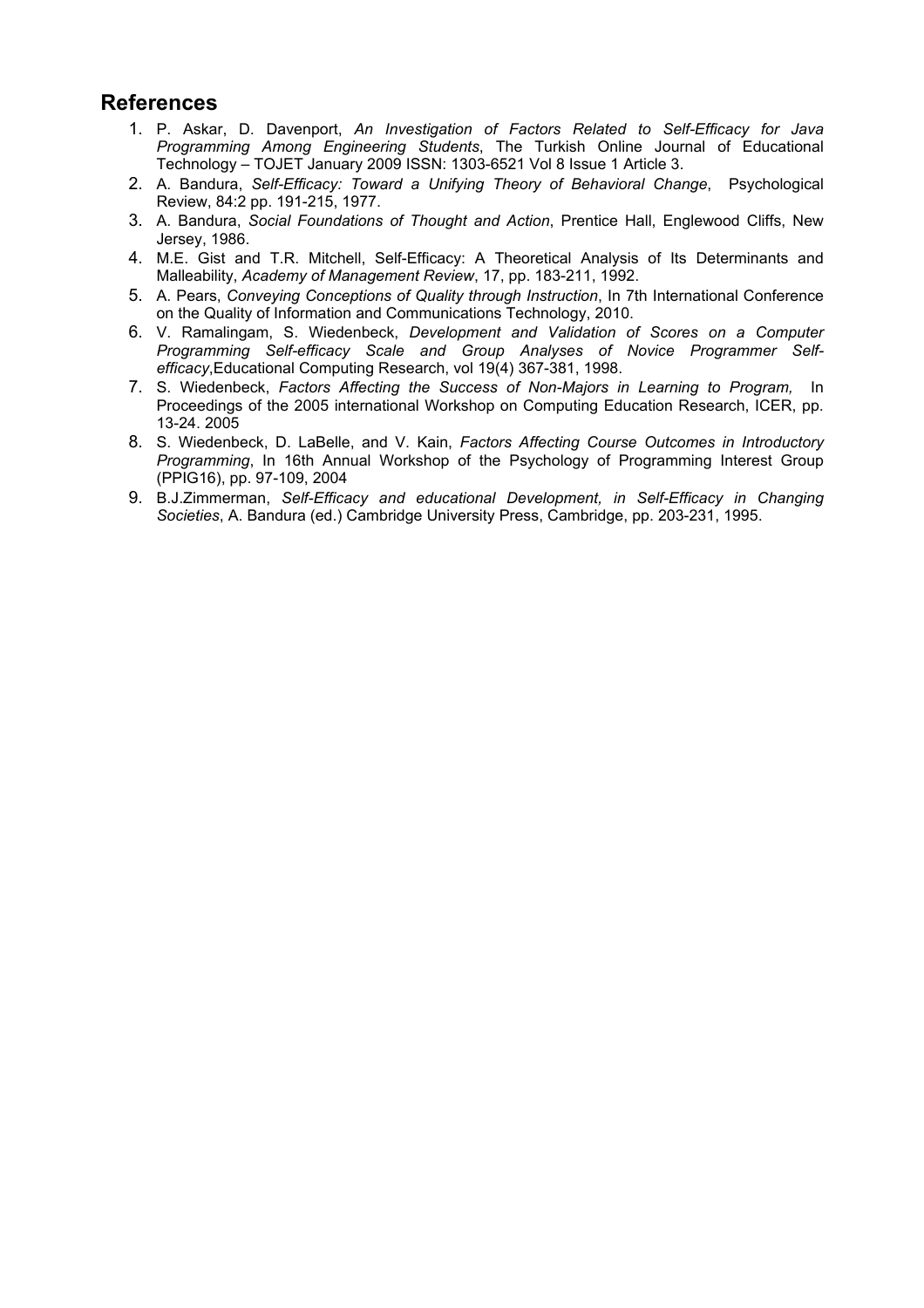## References

1. P. Askar, D. Davenport, *An Investigation of Factors Related to Self-Efficacy for Java Programming Among Engineering Students*, The Turkish Online Journal of Educational Technology – TOJET January 2009 ISSN: 1303-6521 Vol 8 Issue 1 Article 3.
2. A. Bandura, *Self-Efficacy: Toward a Unifying Theory of Behavioral Change*, Psychological Review, 84:2 pp. 191-215, 1977.
3. A. Bandura, *Social Foundations of Thought and Action*, Prentice Hall, Englewood Cliffs, New Jersey, 1986.
4. M.E. Gist and T.R. Mitchell, Self-Efficacy: A Theoretical Analysis of Its Determinants and Malleability, *Academy of Management Review*, 17, pp. 183-211, 1992.
5. A. Pears, *Conveying Conceptions of Quality through Instruction*, In 7th International Conference on the Quality of Information and Communications Technology, 2010.
6. V. Ramalingam, S. Wiedenbeck, *Development and Validation of Scores on a Computer Programming Self-efficacy Scale and Group Analyses of Novice Programmer Self-efficacy*,Educational Computing Research, vol 19(4) 367-381, 1998.
7. S. Wiedenbeck, *Factors Affecting the Success of Non-Majors in Learning to Program,* In Proceedings of the 2005 international Workshop on Computing Education Research, ICER, pp. 13-24. 2005
8. S. Wiedenbeck, D. LaBelle, and V. Kain, *Factors Affecting Course Outcomes in Introductory Programming*, In 16th Annual Workshop of the Psychology of Programming Interest Group (PPIG16), pp. 97-109, 2004
9. B.J.Zimmerman, *Self-Efficacy and educational Development, in Self-Efficacy in Changing Societies*, A. Bandura (ed.) Cambridge University Press, Cambridge, pp. 203-231, 1995.